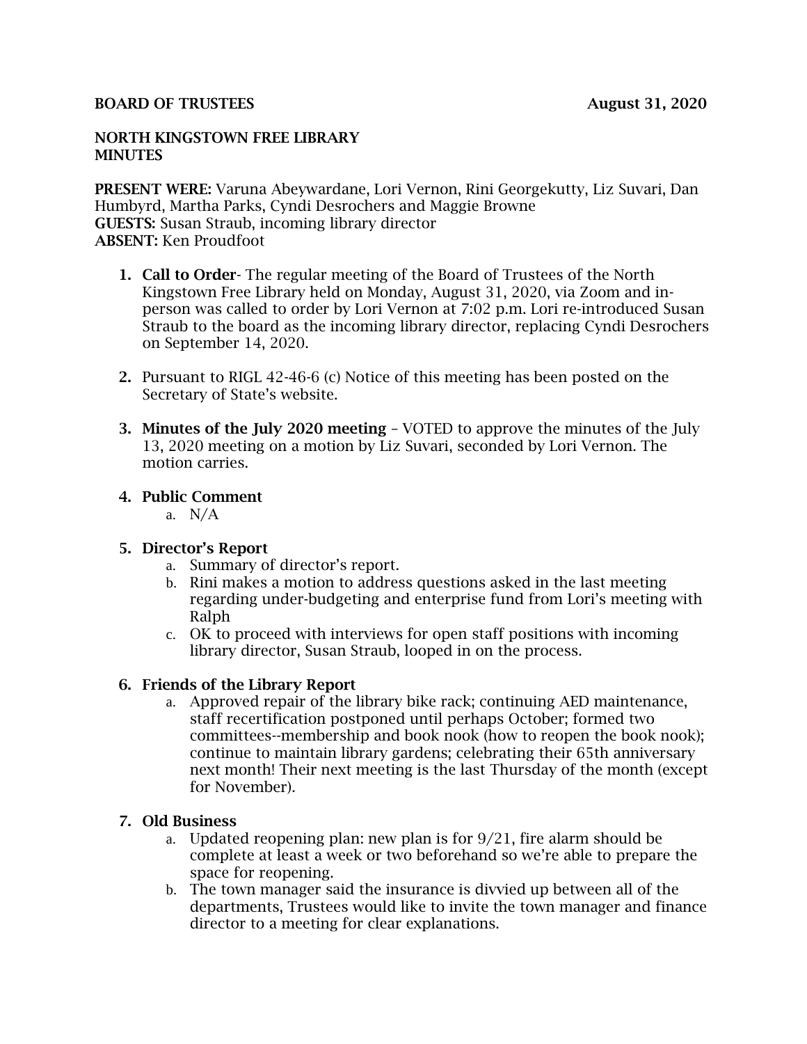**BOARD OF TRUSTEES** **August 31, 2020**

**NORTH KINGSTOWN FREE LIBRARY**
**MINUTES**

**PRESENT WERE:** Varuna Abeywardane, Lori Vernon, Rini Georgekutty, Liz Suvari, Dan Humbyrd, Martha Parks, Cyndi Desrochers and Maggie Browne
**GUESTS:** Susan Straub, incoming library director
**ABSENT:** Ken Proudfoot

1. **Call to Order**- The regular meeting of the Board of Trustees of the North Kingstown Free Library held on Monday, August 31, 2020, via Zoom and in-person was called to order by Lori Vernon at 7:02 p.m. Lori re-introduced Susan Straub to the board as the incoming library director, replacing Cyndi Desrochers on September 14, 2020.

2. Pursuant to RIGL 42-46-6 (c) Notice of this meeting has been posted on the Secretary of State's website.

3. **Minutes of the July 2020 meeting** – VOTED to approve the minutes of the July 13, 2020 meeting on a motion by Liz Suvari, seconded by Lori Vernon. The motion carries.

4. **Public Comment**
   a. N/A

5. **Director's Report**
   a. Summary of director's report.
   b. Rini makes a motion to address questions asked in the last meeting regarding under-budgeting and enterprise fund from Lori's meeting with Ralph
   c. OK to proceed with interviews for open staff positions with incoming library director, Susan Straub, looped in on the process.

6. **Friends of the Library Report**
   a. Approved repair of the library bike rack; continuing AED maintenance, staff recertification postponed until perhaps October; formed two committees--membership and book nook (how to reopen the book nook); continue to maintain library gardens; celebrating their 65th anniversary next month! Their next meeting is the last Thursday of the month (except for November).

7. **Old Business**
   a. Updated reopening plan: new plan is for 9/21, fire alarm should be complete at least a week or two beforehand so we're able to prepare the space for reopening.
   b. The town manager said the insurance is divvied up between all of the departments, Trustees would like to invite the town manager and finance director to a meeting for clear explanations.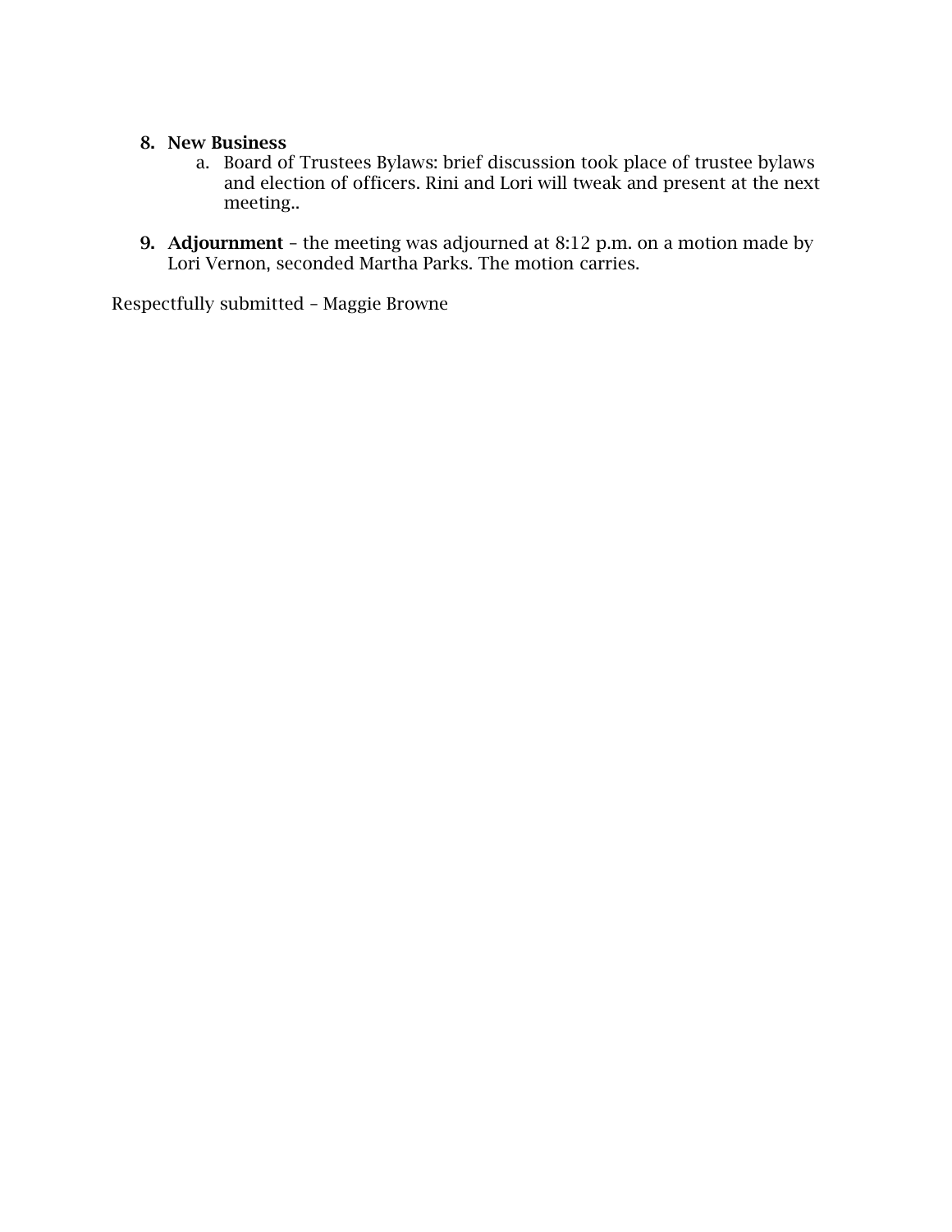8. **New Business**
    a. Board of Trustees Bylaws: brief discussion took place of trustee bylaws and election of officers. Rini and Lori will tweak and present at the next meeting..

9. **Adjournment** – the meeting was adjourned at 8:12 p.m. on a motion made by Lori Vernon, seconded Martha Parks. The motion carries.

Respectfully submitted – Maggie Browne